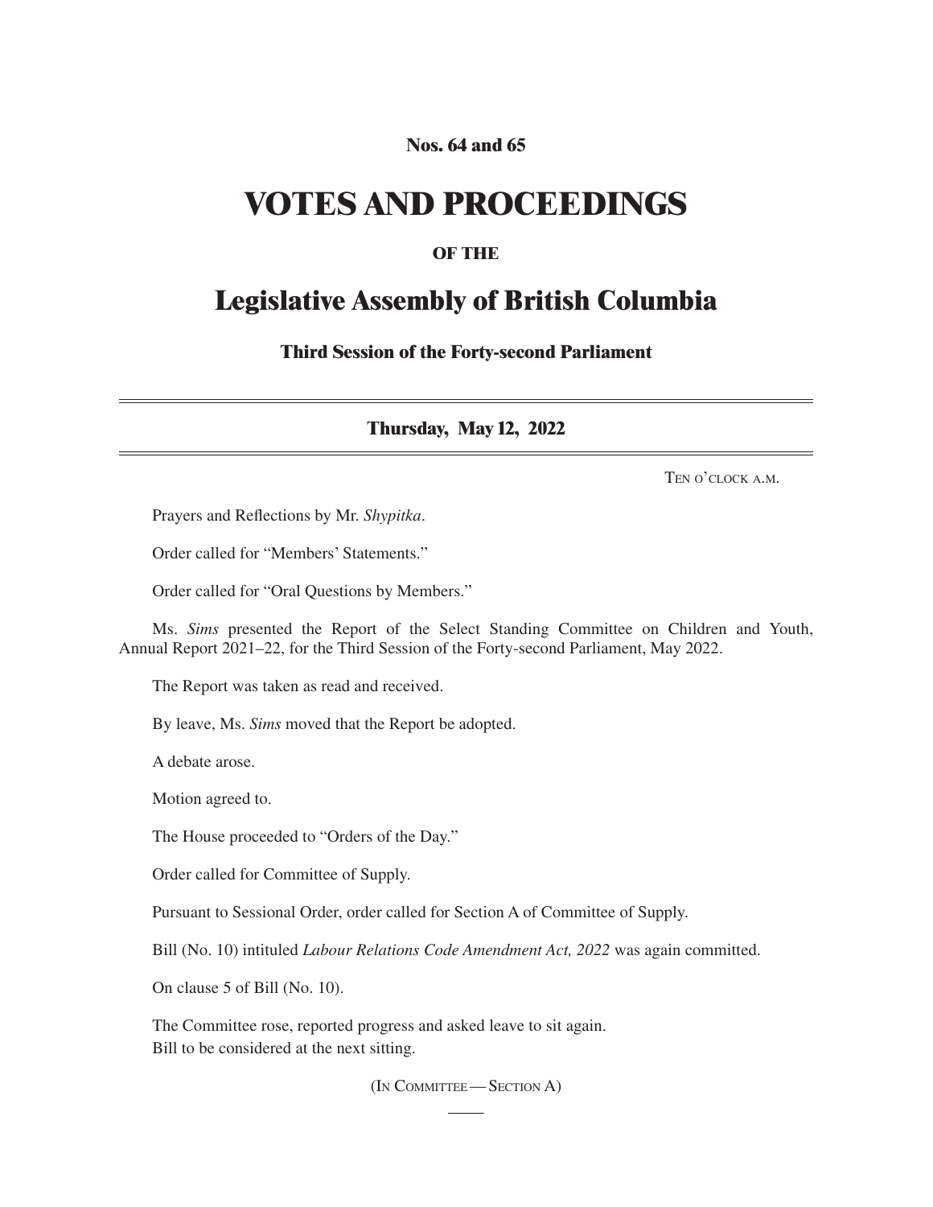**Nos. 64 and 65**

# VOTES AND PROCEEDINGS

**OF THE**

# Legislative Assembly of British Columbia

**Third Session of the Forty-second Parliament**

---

**Thursday, May 12, 2022**

---

TEN O'CLOCK A.M.

Prayers and Reflections by Mr. *Shypitka*.

Order called for "Members' Statements."

Order called for "Oral Questions by Members."

Ms. *Sims* presented the Report of the Select Standing Committee on Children and Youth, Annual Report 2021–22, for the Third Session of the Forty-second Parliament, May 2022.

The Report was taken as read and received.

By leave, Ms. *Sims* moved that the Report be adopted.

A debate arose.

Motion agreed to.

The House proceeded to "Orders of the Day."

Order called for Committee of Supply.

Pursuant to Sessional Order, order called for Section A of Committee of Supply.

Bill (No. 10) intituled *Labour Relations Code Amendment Act, 2022* was again committed.

On clause 5 of Bill (No. 10).

The Committee rose, reported progress and asked leave to sit again.
Bill to be considered at the next sitting.

(IN COMMITTEE — SECTION A)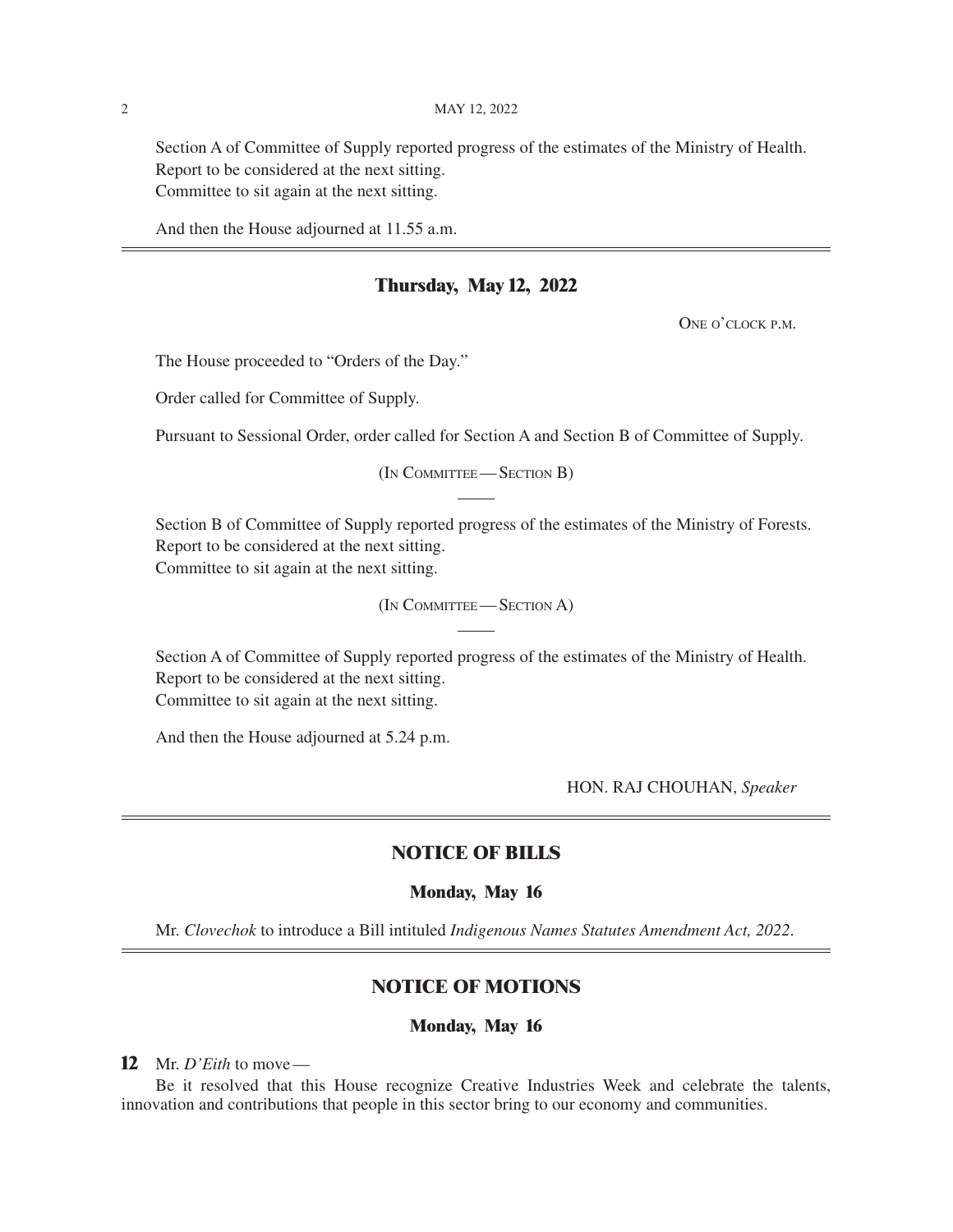Section A of Committee of Supply reported progress of the estimates of the Ministry of Health.
Report to be considered at the next sitting.
Committee to sit again at the next sitting.

And then the House adjourned at 11.55 a.m.

---

## Thursday, May 12, 2022

One o'clock p.m.

The House proceeded to "Orders of the Day."

Order called for Committee of Supply.

Pursuant to Sessional Order, order called for Section A and Section B of Committee of Supply.

(In Committee — Section B)

Section B of Committee of Supply reported progress of the estimates of the Ministry of Forests.
Report to be considered at the next sitting.
Committee to sit again at the next sitting.

(In Committee — Section A)

Section A of Committee of Supply reported progress of the estimates of the Ministry of Health.
Report to be considered at the next sitting.
Committee to sit again at the next sitting.

And then the House adjourned at 5.24 p.m.

HON. RAJ CHOUHAN, *Speaker*

---

## NOTICE OF BILLS

### Monday, May 16

Mr. *Clovechok* to introduce a Bill intituled *Indigenous Names Statutes Amendment Act, 2022*.

---

## NOTICE OF MOTIONS

### Monday, May 16

**12** Mr. *D'Eith* to move —

Be it resolved that this House recognize Creative Industries Week and celebrate the talents, innovation and contributions that people in this sector bring to our economy and communities.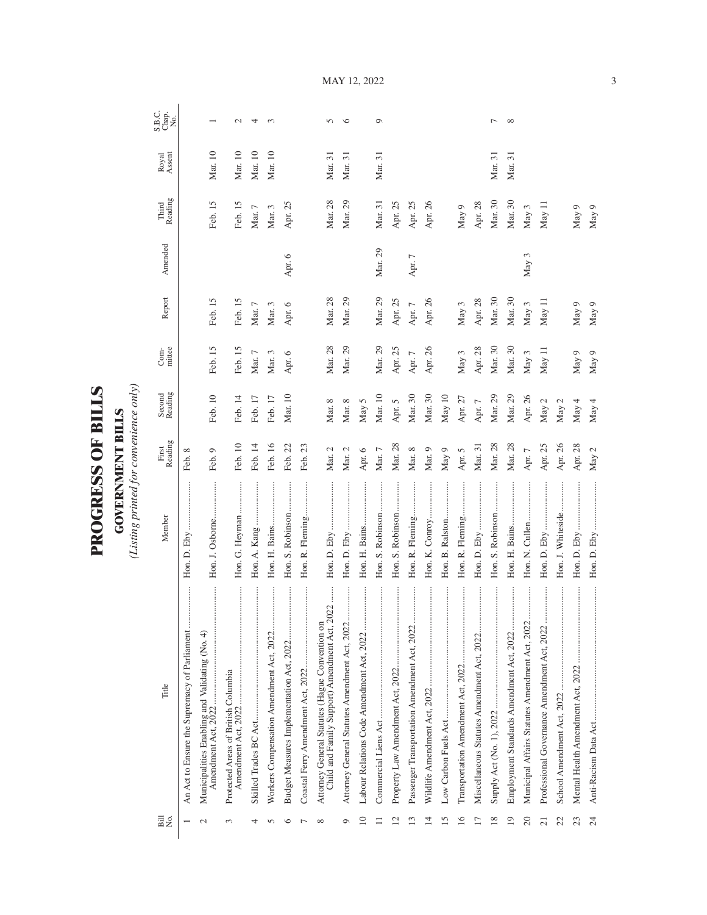# PROGRESS OF BILLS

## GOVERNMENT BILLS

*(Listing printed for convenience only)*

| Bill No. | Title | Member | First Reading | Second Reading | Com-mittee | Report | Amended | Third Reading | Royal Assent | S.B.C. Chap. No. |
|---|---|---|---|---|---|---|---|---|---|---|
| 1 | An Act to Ensure the Supremacy of Parliament | Hon. D. Eby | Feb. 8 | | | | | | | |
| 2 | Municipalities Enabling and Validating (No. 4) Amendment Act, 2022 | Hon. J. Osborne | Feb. 9 | Feb. 10 | Feb. 15 | Feb. 15 | | Feb. 15 | Mar. 10 | 1 |
| 3 | Protected Areas of British Columbia Amendment Act, 2022 | Hon. G. Heyman | Feb. 10 | Feb. 14 | Feb. 15 | Feb. 15 | | Feb. 15 | Mar. 10 | 2 |
| 4 | Skilled Trades BC Act | Hon. A. Kang | Feb. 14 | Feb. 17 | Mar. 7 | Mar. 7 | | Mar. 7 | Mar. 10 | 4 |
| 5 | Workers Compensation Amendment Act, 2022 | Hon. H. Bains | Feb. 16 | Feb. 17 | Mar. 3 | Mar. 3 | | Mar. 3 | Mar. 10 | 3 |
| 6 | Budget Measures Implementation Act, 2022 | Hon. S. Robinson | Feb. 22 | Mar. 10 | Apr. 6 | Apr. 6 | Apr. 6 | Apr. 25 | | |
| 7 | Coastal Ferry Amendment Act, 2022 | Hon. R. Fleming | Feb. 23 | | | | | | | |
| 8 | Attorney General Statutes (Hague Convention on Child and Family Support) Amendment Act, 2022 | Hon. D. Eby | Mar. 2 | Mar. 8 | Mar. 28 | Mar. 28 | | Mar. 28 | Mar. 31 | 5 |
| 9 | Attorney General Statutes Amendment Act, 2022 | Hon. D. Eby | Mar. 2 | Mar. 8 | Mar. 29 | Mar. 29 | | Mar. 29 | Mar. 31 | 6 |
| 10 | Labour Relations Code Amendment Act, 2022 | Hon. H. Bains | Apr. 6 | May 5 | | | | | | |
| 11 | Commercial Liens Act | Hon. S. Robinson | Mar. 7 | Mar. 10 | Mar. 29 | Mar. 29 | Mar. 29 | Mar. 31 | Mar. 31 | 9 |
| 12 | Property Law Amendment Act, 2022 | Hon. S. Robinson | Mar. 28 | Apr. 5 | Apr. 25 | Apr. 25 | | Apr. 25 | | |
| 13 | Passenger Transportation Amendment Act, 2022 | Hon. R. Fleming | Mar. 8 | Mar. 30 | Apr. 7 | Apr. 7 | Apr. 7 | Apr. 25 | | |
| 14 | Wildlife Amendment Act, 2022 | Hon. K. Conroy | Mar. 9 | Mar. 30 | Apr. 26 | Apr. 26 | | Apr. 26 | | |
| 15 | Low Carbon Fuels Act | Hon. B. Ralston | May 9 | May 10 | | | | | | |
| 16 | Transportation Amendment Act, 2022 | Hon. R. Fleming | Apr. 5 | Apr. 27 | May 3 | May 3 | | May 9 | | |
| 17 | Miscellaneous Statutes Amendment Act, 2022 | Hon. D. Eby | Mar. 31 | Apr. 7 | Apr. 28 | Apr. 28 | | Apr. 28 | | |
| 18 | Supply Act (No. 1), 2022 | Hon. S. Robinson | Mar. 28 | Mar. 29 | Mar. 30 | Mar. 30 | | Mar. 30 | Mar. 31 | 7 |
| 19 | Employment Standards Amendment Act, 2022 | Hon. H. Bains | Mar. 28 | Mar. 29 | Mar. 30 | Mar. 30 | | Mar. 30 | Mar. 31 | 8 |
| 20 | Municipal Affairs Statutes Amendment Act, 2022 | Hon. N. Cullen | Apr. 7 | Apr. 26 | May 3 | May 3 | May 3 | May 3 | | |
| 21 | Professional Governance Amendment Act, 2022 | Hon. D. Eby | Apr. 25 | May 2 | May 11 | May 11 | | May 11 | | |
| 22 | School Amendment Act, 2022 | Hon. J. Whiteside | Apr. 26 | May 2 | | | | | | |
| 23 | Mental Health Amendment Act, 2022 | Hon. D. Eby | Apr. 28 | May 4 | May 9 | May 9 | | May 9 | | |
| 24 | Anti-Racism Data Act | Hon. D. Eby | May 2 | May 4 | May 9 | May 9 | | May 9 | | |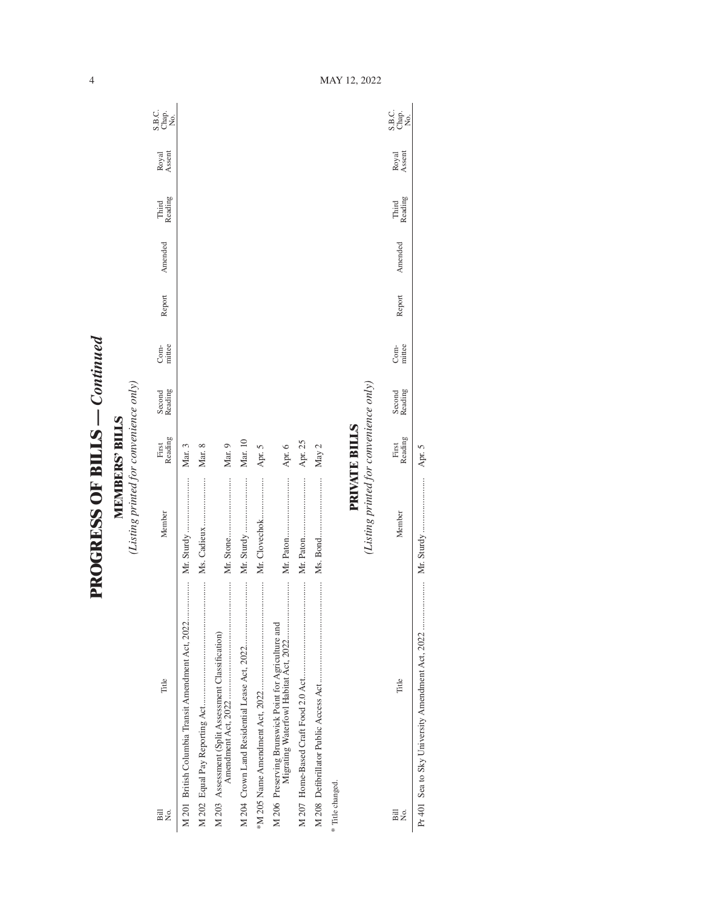# PROGRESS OF BILLS — *Continued*

## MEMBERS' BILLS

*(Listing printed for convenience only)*

| Bill No. | Title | Member | First Reading | Second Reading | Com-mittee | Report | Amended | Third Reading | Royal Assent | S.B.C. Chap. No. |
|---|---|---|---|---|---|---|---|---|---|---|
| M 201 | British Columbia Transit Amendment Act, 2022 | Mr. Sturdy | Mar. 3 | | | | | | | |
| M 202 | Equal Pay Reporting Act | Ms. Cadieux | Mar. 8 | | | | | | | |
| M 203 | Assessment (Split Assessment Classification) Amendment Act, 2022 | Mr. Stone | Mar. 9 | | | | | | | |
| M 204 | Crown Land Residential Lease Act, 2022 | Mr. Sturdy | Mar. 10 | | | | | | | |
| *M 205 | Name Amendment Act, 2022 | Mr. Clovechok | Apr. 5 | | | | | | | |
| M 206 | Preserving Brunswick Point for Agriculture and Migrating Waterfowl Habitat Act, 2022 | Mr. Paton | Apr. 6 | | | | | | | |
| M 207 | Home-Based Craft Food 2.0 Act | Mr. Paton | Apr. 25 | | | | | | | |
| M 208 | Defibrillator Public Access Act | Ms. Bond | May 2 | | | | | | | |

\* Title changed.

## PRIVATE BILLS

*(Listing printed for convenience only)*

| Bill No. | Title | Member | First Reading | Second Reading | Com-mittee | Report | Amended | Third Reading | Royal Assent | S.B.C. Chap. No. |
|---|---|---|---|---|---|---|---|---|---|---|
| Pr 401 | Sea to Sky University Amendment Act, 2022 | Mr. Sturdy | Apr. 5 | | | | | | | |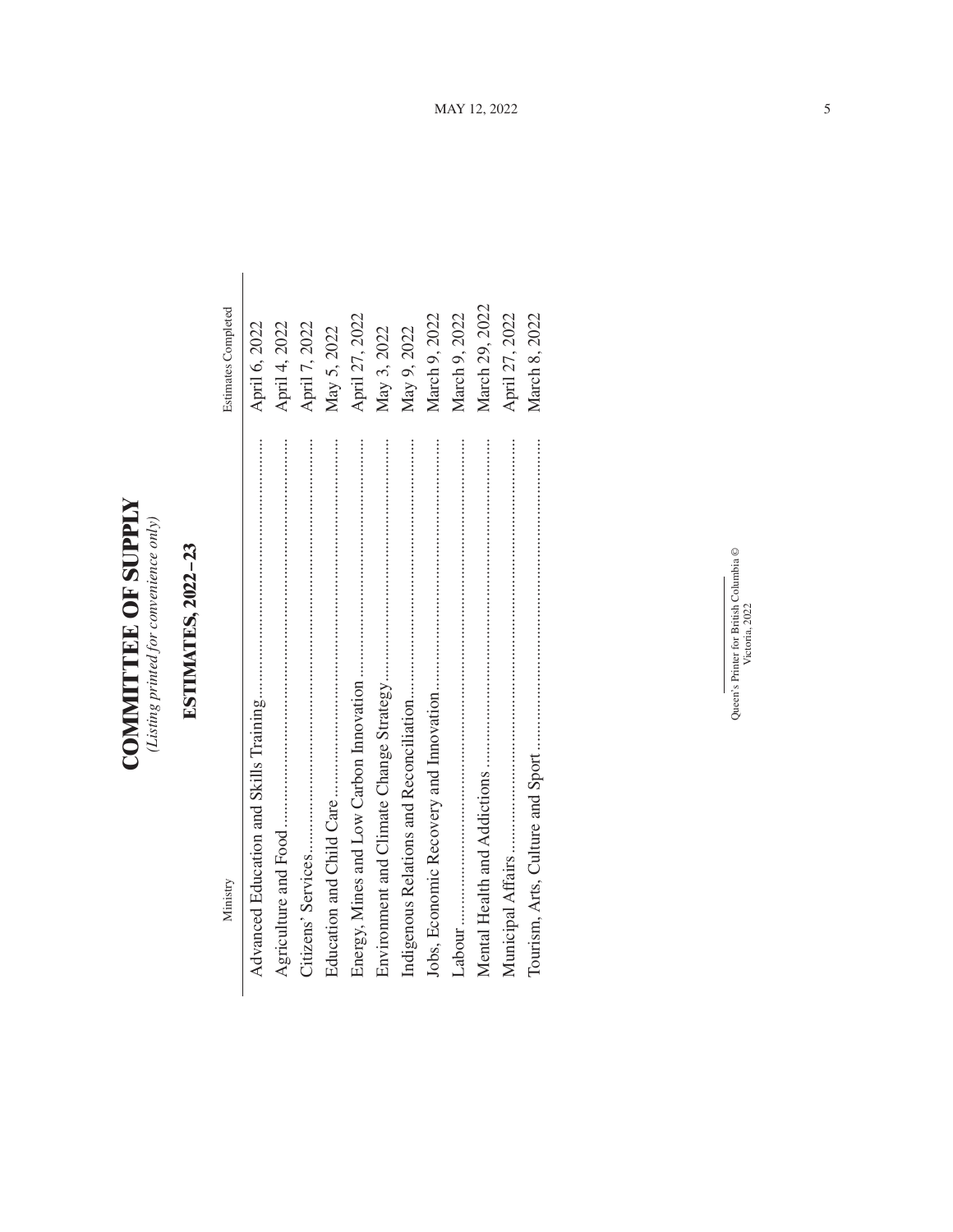# COMMITTEE OF SUPPLY

*(Listing printed for convenience only)*

## ESTIMATES, 2022 – 23

| Ministry | Estimates Completed |
| --- | --- |
| Advanced Education and Skills Training | April 6, 2022 |
| Agriculture and Food | April 4, 2022 |
| Citizens' Services | April 7, 2022 |
| Education and Child Care | May 5, 2022 |
| Energy, Mines and Low Carbon Innovation | April 27, 2022 |
| Environment and Climate Change Strategy | May 3, 2022 |
| Indigenous Relations and Reconciliation | May 9, 2022 |
| Jobs, Economic Recovery and Innovation | March 9, 2022 |
| Labour | March 9, 2022 |
| Mental Health and Addictions | March 29, 2022 |
| Municipal Affairs | April 27, 2022 |
| Tourism, Arts, Culture and Sport | March 8, 2022 |

Queen's Printer for British Columbia ©
Victoria, 2022